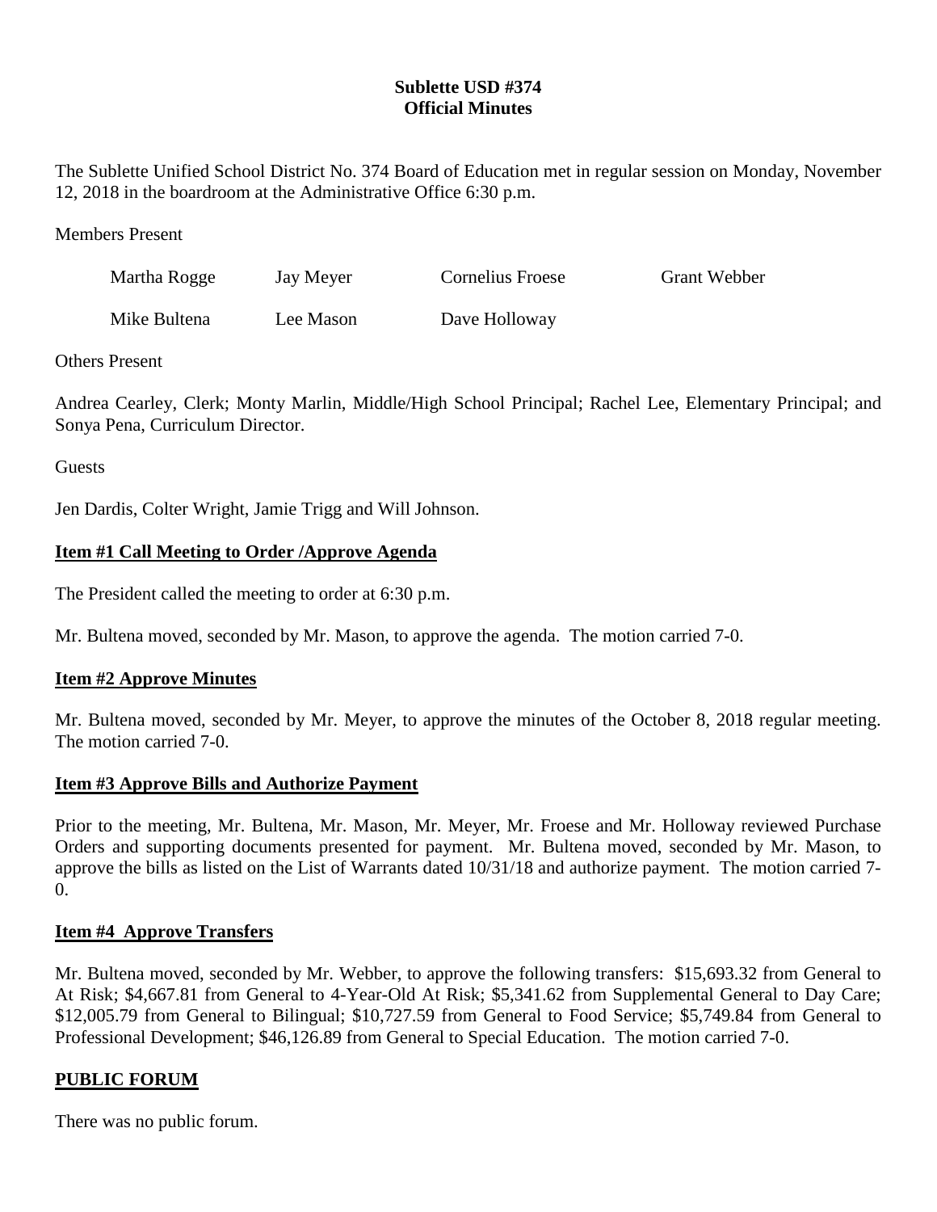# Sublette USD #374
# Official Minutes

The Sublette Unified School District No. 374 Board of Education met in regular session on Monday, November 12, 2018 in the boardroom at the Administrative Office 6:30 p.m.

Members Present

| Martha Rogge | Jay Meyer | Cornelius Froese | Grant Webber |
|---|---|---|---|
| Mike Bultena | Lee Mason | Dave Holloway | |

Others Present

Andrea Cearley, Clerk; Monty Marlin, Middle/High School Principal; Rachel Lee, Elementary Principal; and Sonya Pena, Curriculum Director.

Guests

Jen Dardis, Colter Wright, Jamie Trigg and Will Johnson.

## Item #1 Call Meeting to Order /Approve Agenda

The President called the meeting to order at 6:30 p.m.

Mr. Bultena moved, seconded by Mr. Mason, to approve the agenda. The motion carried 7-0.

## Item #2 Approve Minutes

Mr. Bultena moved, seconded by Mr. Meyer, to approve the minutes of the October 8, 2018 regular meeting. The motion carried 7-0.

## Item #3 Approve Bills and Authorize Payment

Prior to the meeting, Mr. Bultena, Mr. Mason, Mr. Meyer, Mr. Froese and Mr. Holloway reviewed Purchase Orders and supporting documents presented for payment. Mr. Bultena moved, seconded by Mr. Mason, to approve the bills as listed on the List of Warrants dated 10/31/18 and authorize payment. The motion carried 7-0.

## Item #4 Approve Transfers

Mr. Bultena moved, seconded by Mr. Webber, to approve the following transfers: $15,693.32 from General to At Risk; $4,667.81 from General to 4-Year-Old At Risk; $5,341.62 from Supplemental General to Day Care; $12,005.79 from General to Bilingual; $10,727.59 from General to Food Service; $5,749.84 from General to Professional Development; $46,126.89 from General to Special Education. The motion carried 7-0.

## PUBLIC FORUM

There was no public forum.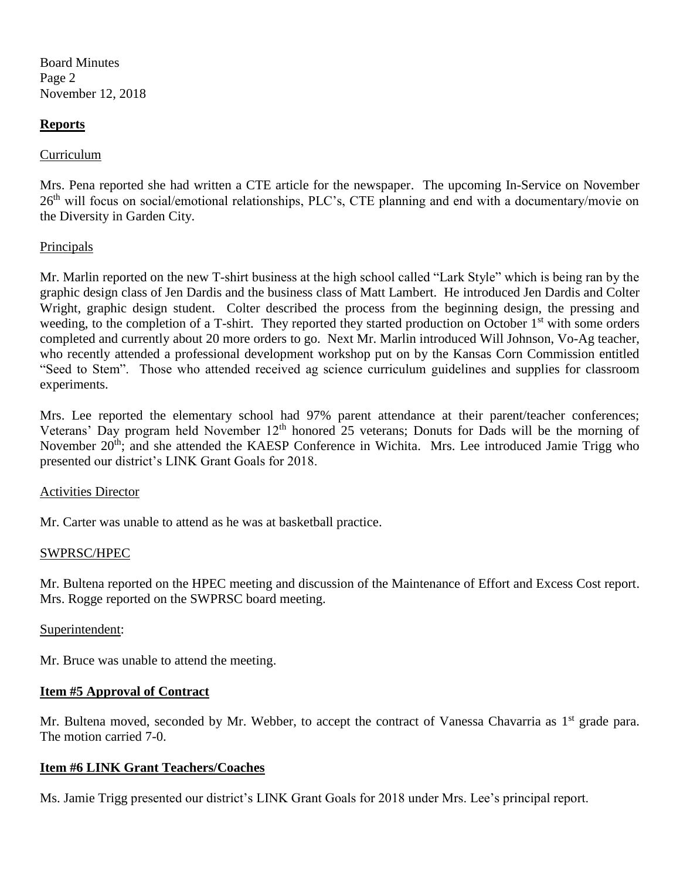Board Minutes
Page 2
November 12, 2018

## **Reports**

Curriculum

Mrs. Pena reported she had written a CTE article for the newspaper. The upcoming In-Service on November 26th will focus on social/emotional relationships, PLC's, CTE planning and end with a documentary/movie on the Diversity in Garden City.

Principals

Mr. Marlin reported on the new T-shirt business at the high school called "Lark Style" which is being ran by the graphic design class of Jen Dardis and the business class of Matt Lambert. He introduced Jen Dardis and Colter Wright, graphic design student. Colter described the process from the beginning design, the pressing and weeding, to the completion of a T-shirt. They reported they started production on October 1st with some orders completed and currently about 20 more orders to go. Next Mr. Marlin introduced Will Johnson, Vo-Ag teacher, who recently attended a professional development workshop put on by the Kansas Corn Commission entitled "Seed to Stem". Those who attended received ag science curriculum guidelines and supplies for classroom experiments.

Mrs. Lee reported the elementary school had 97% parent attendance at their parent/teacher conferences; Veterans' Day program held November 12th honored 25 veterans; Donuts for Dads will be the morning of November 20th; and she attended the KAESP Conference in Wichita. Mrs. Lee introduced Jamie Trigg who presented our district's LINK Grant Goals for 2018.

Activities Director

Mr. Carter was unable to attend as he was at basketball practice.

SWPRSC/HPEC

Mr. Bultena reported on the HPEC meeting and discussion of the Maintenance of Effort and Excess Cost report. Mrs. Rogge reported on the SWPRSC board meeting.

Superintendent:

Mr. Bruce was unable to attend the meeting.

## **Item #5 Approval of Contract**

Mr. Bultena moved, seconded by Mr. Webber, to accept the contract of Vanessa Chavarria as 1st grade para. The motion carried 7-0.

## **Item #6 LINK Grant Teachers/Coaches**

Ms. Jamie Trigg presented our district's LINK Grant Goals for 2018 under Mrs. Lee's principal report.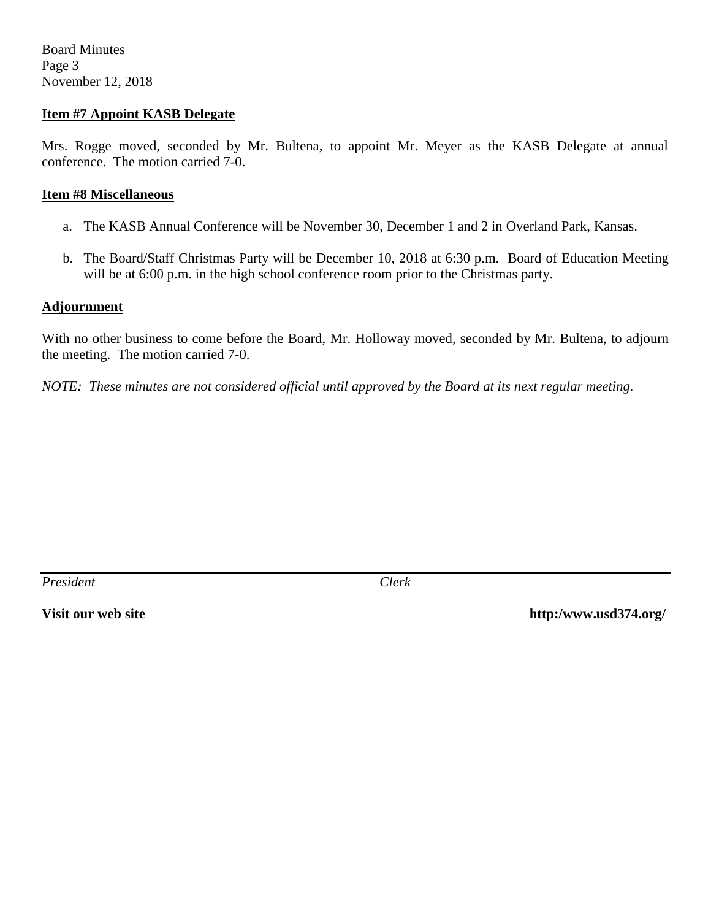**Item #7 Appoint KASB Delegate**

Mrs. Rogge moved, seconded by Mr. Bultena, to appoint Mr. Meyer as the KASB Delegate at annual conference. The motion carried 7-0.

**Item #8 Miscellaneous**

a. The KASB Annual Conference will be November 30, December 1 and 2 in Overland Park, Kansas.

b. The Board/Staff Christmas Party will be December 10, 2018 at 6:30 p.m. Board of Education Meeting will be at 6:00 p.m. in the high school conference room prior to the Christmas party.

**Adjournment**

With no other business to come before the Board, Mr. Holloway moved, seconded by Mr. Bultena, to adjourn the meeting. The motion carried 7-0.

*NOTE: These minutes are not considered official until approved by the Board at its next regular meeting.*

*President* *Clerk*

**Visit our web site** **http:/www.usd374.org/**